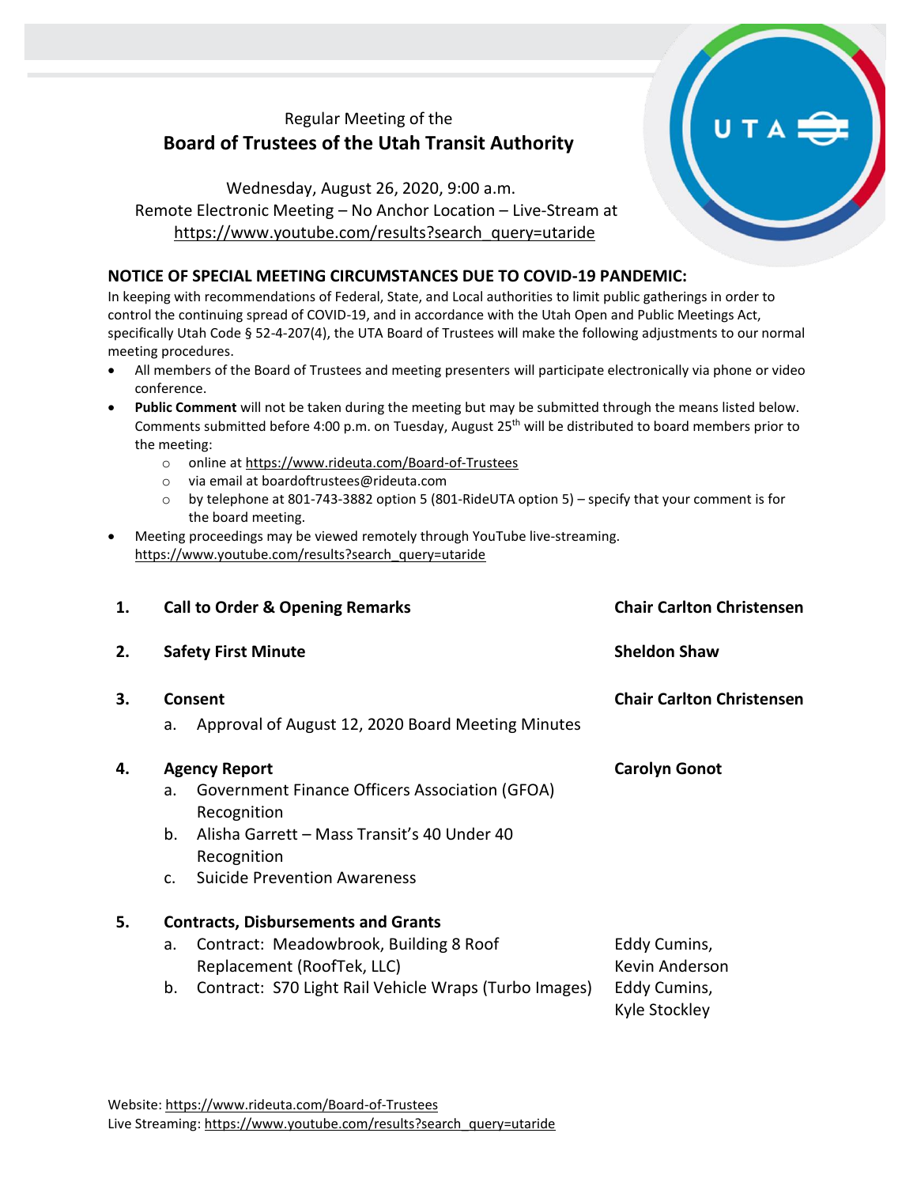Regular Meeting of the

# Board of Trustees of the Utah Transit Authority

Wednesday, August 26, 2020, 9:00 a.m.
Remote Electronic Meeting – No Anchor Location – Live-Stream at
https://www.youtube.com/results?search_query=utaride

## NOTICE OF SPECIAL MEETING CIRCUMSTANCES DUE TO COVID-19 PANDEMIC:

In keeping with recommendations of Federal, State, and Local authorities to limit public gatherings in order to control the continuing spread of COVID-19, and in accordance with the Utah Open and Public Meetings Act, specifically Utah Code § 52-4-207(4), the UTA Board of Trustees will make the following adjustments to our normal meeting procedures.

- All members of the Board of Trustees and meeting presenters will participate electronically via phone or video conference.
- **Public Comment** will not be taken during the meeting but may be submitted through the means listed below. Comments submitted before 4:00 p.m. on Tuesday, August 25th will be distributed to board members prior to the meeting:
    - online at https://www.rideuta.com/Board-of-Trustees
    - via email at boardoftrustees@rideuta.com
    - by telephone at 801-743-3882 option 5 (801-RideUTA option 5) – specify that your comment is for the board meeting.
- Meeting proceedings may be viewed remotely through YouTube live-streaming. https://www.youtube.com/results?search_query=utaride

| | | |
|---|---|---|
| **1.** | **Call to Order & Opening Remarks** | **Chair Carlton Christensen** |
| **2.** | **Safety First Minute** | **Sheldon Shaw** |
| **3.** | **Consent**<br>a. Approval of August 12, 2020 Board Meeting Minutes | **Chair Carlton Christensen** |
| **4.** | **Agency Report**<br>a. Government Finance Officers Association (GFOA) Recognition<br>b. Alisha Garrett – Mass Transit's 40 Under 40 Recognition<br>c. Suicide Prevention Awareness | **Carolyn Gonot** |
| **5.** | **Contracts, Disbursements and Grants**<br>a. Contract: Meadowbrook, Building 8 Roof Replacement (RoofTek, LLC)<br>b. Contract: S70 Light Rail Vehicle Wraps (Turbo Images) | <br>Eddy Cumins, Kevin Anderson<br>Eddy Cumins, Kyle Stockley |

Website: https://www.rideuta.com/Board-of-Trustees
Live Streaming: https://www.youtube.com/results?search_query=utaride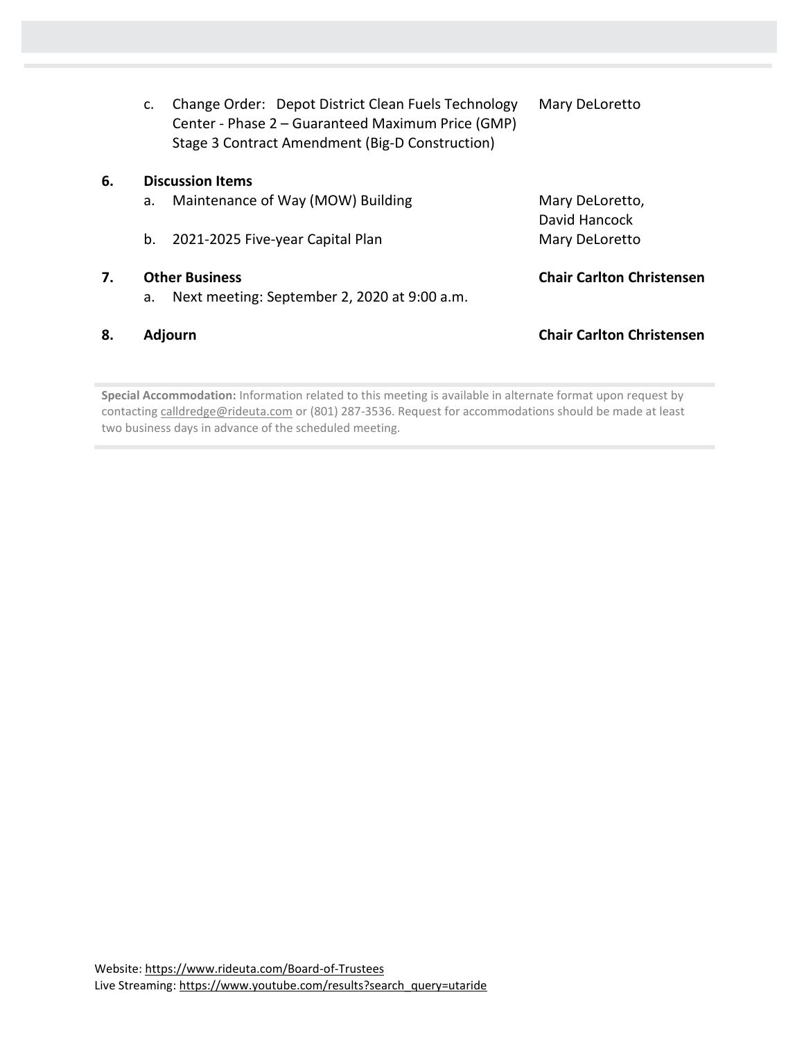c. Change Order: Depot District Clean Fuels Technology Center - Phase 2 – Guaranteed Maximum Price (GMP) Stage 3 Contract Amendment (Big-D Construction) — Mary DeLoretto

**6. Discussion Items**

a. Maintenance of Way (MOW) Building — Mary DeLoretto, David Hancock

b. 2021-2025 Five-year Capital Plan — Mary DeLoretto

**7. Other Business** — **Chair Carlton Christensen**

a. Next meeting: September 2, 2020 at 9:00 a.m.

**8. Adjourn** — **Chair Carlton Christensen**

**Special Accommodation:** Information related to this meeting is available in alternate format upon request by contacting calldredge@rideuta.com or (801) 287-3536. Request for accommodations should be made at least two business days in advance of the scheduled meeting.

Website: https://www.rideuta.com/Board-of-Trustees
Live Streaming: https://www.youtube.com/results?search_query=utaride